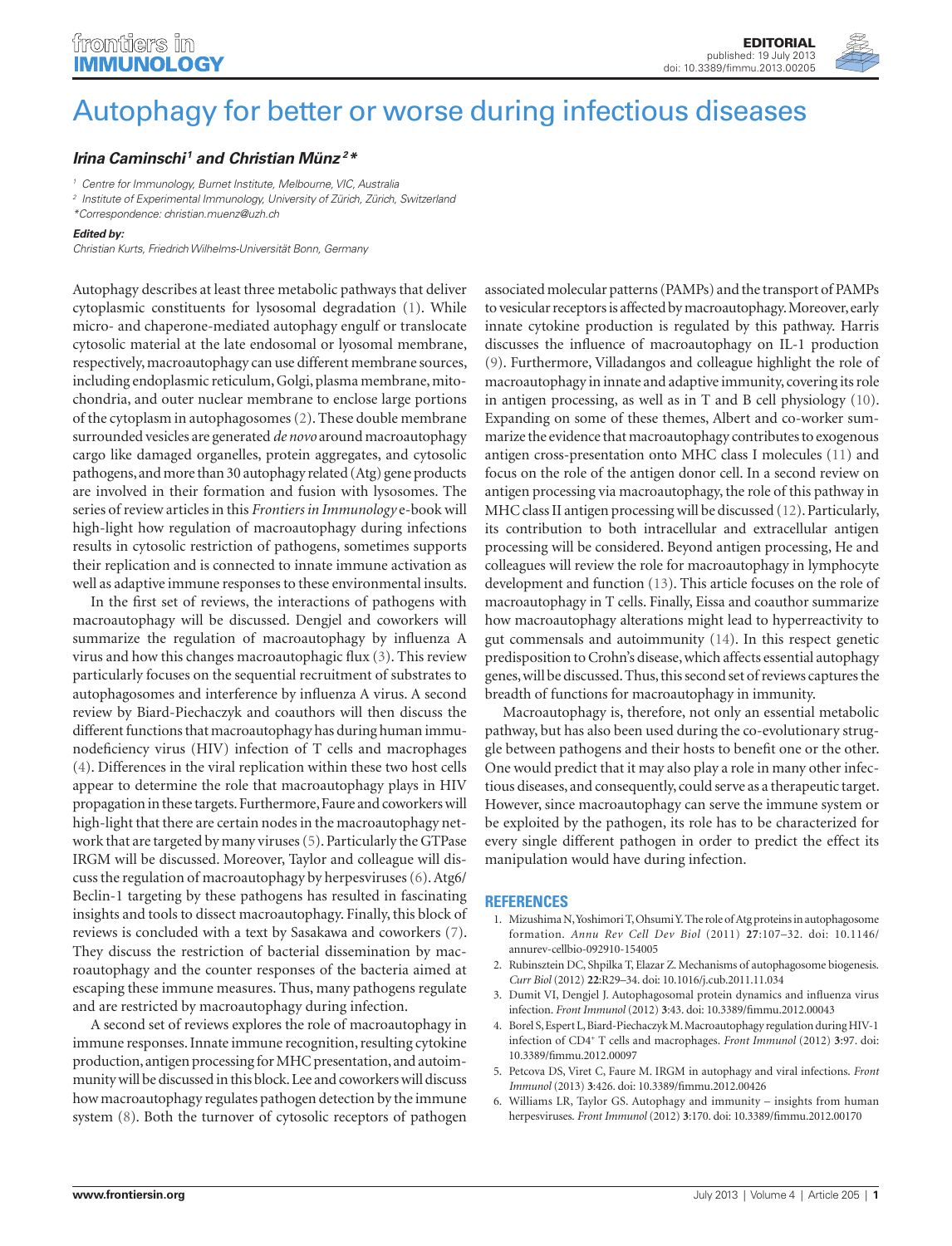EDITORIAL
published: 19 July 2013
doi: 10.3389/fimmu.2013.00205

# Autophagy for better or worse during infectious diseases

***Irina Caminschi[1] and Christian Münz[2]\****

[1] Centre for Immunology, Burnet Institute, Melbourne, VIC, Australia
[2] Institute of Experimental Immunology, University of Zürich, Zürich, Switzerland
*Correspondence: christian.muenz@uzh.ch

***Edited by:***
*Christian Kurts, Friedrich Wilhelms-Universität Bonn, Germany*

Autophagy describes at least three metabolic pathways that deliver cytoplasmic constituents for lysosomal degradation (1). While micro- and chaperone-mediated autophagy engulf or translocate cytosolic material at the late endosomal or lyosomal membrane, respectively, macroautophagy can use different membrane sources, including endoplasmic reticulum, Golgi, plasma membrane, mitochondria, and outer nuclear membrane to enclose large portions of the cytoplasm in autophagosomes (2). These double membrane surrounded vesicles are generated *de novo* around macroautophagy cargo like damaged organelles, protein aggregates, and cytosolic pathogens, and more than 30 autophagy related (Atg) gene products are involved in their formation and fusion with lysosomes. The series of review articles in this *Frontiers in Immunology* e-book will high-light how regulation of macroautophagy during infections results in cytosolic restriction of pathogens, sometimes supports their replication and is connected to innate immune activation as well as adaptive immune responses to these environmental insults.

In the first set of reviews, the interactions of pathogens with macroautophagy will be discussed. Dengjel and coworkers will summarize the regulation of macroautophagy by influenza A virus and how this changes macroautophagic flux (3). This review particularly focuses on the sequential recruitment of substrates to autophagosomes and interference by influenza A virus. A second review by Biard-Piechaczyk and coauthors will then discuss the different functions that macroautophagy has during human immunodeficiency virus (HIV) infection of T cells and macrophages (4). Differences in the viral replication within these two host cells appear to determine the role that macroautophagy plays in HIV propagation in these targets. Furthermore, Faure and coworkers will high-light that there are certain nodes in the macroautophagy network that are targeted by many viruses (5). Particularly the GTPase IRGM will be discussed. Moreover, Taylor and colleague will discuss the regulation of macroautophagy by herpesviruses (6). Atg6/Beclin-1 targeting by these pathogens has resulted in fascinating insights and tools to dissect macroautophagy. Finally, this block of reviews is concluded with a text by Sasakawa and coworkers (7). They discuss the restriction of bacterial dissemination by macroautophagy and the counter responses of the bacteria aimed at escaping these immune measures. Thus, many pathogens regulate and are restricted by macroautophagy during infection.

A second set of reviews explores the role of macroautophagy in immune responses. Innate immune recognition, resulting cytokine production, antigen processing for MHC presentation, and autoimmunity will be discussed in this block. Lee and coworkers will discuss how macroautophagy regulates pathogen detection by the immune system (8). Both the turnover of cytosolic receptors of pathogen associated molecular patterns (PAMPs) and the transport of PAMPs to vesicular receptors is affected by macroautophagy. Moreover, early innate cytokine production is regulated by this pathway. Harris discusses the influence of macroautophagy on IL-1 production (9). Furthermore, Villadangos and colleague highlight the role of macroautophagy in innate and adaptive immunity, covering its role in antigen processing, as well as in T and B cell physiology (10). Expanding on some of these themes, Albert and co-worker summarize the evidence that macroautophagy contributes to exogenous antigen cross-presentation onto MHC class I molecules (11) and focus on the role of the antigen donor cell. In a second review on antigen processing via macroautophagy, the role of this pathway in MHC class II antigen processing will be discussed (12). Particularly, its contribution to both intracellular and extracellular antigen processing will be considered. Beyond antigen processing, He and colleagues will review the role for macroautophagy in lymphocyte development and function (13). This article focuses on the role of macroautophagy in T cells. Finally, Eissa and coauthor summarize how macroautophagy alterations might lead to hyperreactivity to gut commensals and autoimmunity (14). In this respect genetic predisposition to Crohn's disease, which affects essential autophagy genes, will be discussed. Thus, this second set of reviews captures the breadth of functions for macroautophagy in immunity.

Macroautophagy is, therefore, not only an essential metabolic pathway, but has also been used during the co-evolutionary struggle between pathogens and their hosts to benefit one or the other. One would predict that it may also play a role in many other infectious diseases, and consequently, could serve as a therapeutic target. However, since macroautophagy can serve the immune system or be exploited by the pathogen, its role has to be characterized for every single different pathogen in order to predict the effect its manipulation would have during infection.

## REFERENCES

1. Mizushima N, Yoshimori T, Ohsumi Y. The role of Atg proteins in autophagosome formation. *Annu Rev Cell Dev Biol* (2011) **27**:107–32. doi: 10.1146/annurev-cellbio-092910-154005
2. Rubinsztein DC, Shpilka T, Elazar Z. Mechanisms of autophagosome biogenesis. *Curr Biol* (2012) **22**:R29–34. doi: 10.1016/j.cub.2011.11.034
3. Dumit VI, Dengjel J. Autophagosomal protein dynamics and influenza virus infection. *Front Immunol* (2012) **3**:43. doi: 10.3389/fimmu.2012.00043
4. Borel S, Espert L, Biard-Piechaczyk M. Macroautophagy regulation during HIV-1 infection of CD4+ T cells and macrophages. *Front Immunol* (2012) **3**:97. doi: 10.3389/fimmu.2012.00097
5. Petcova DS, Viret C, Faure M. IRGM in autophagy and viral infections. *Front Immunol* (2013) **3**:426. doi: 10.3389/fimmu.2012.00426
6. Williams LR, Taylor GS. Autophagy and immunity – insights from human herpesviruses. *Front Immunol* (2012) **3**:170. doi: 10.3389/fimmu.2012.00170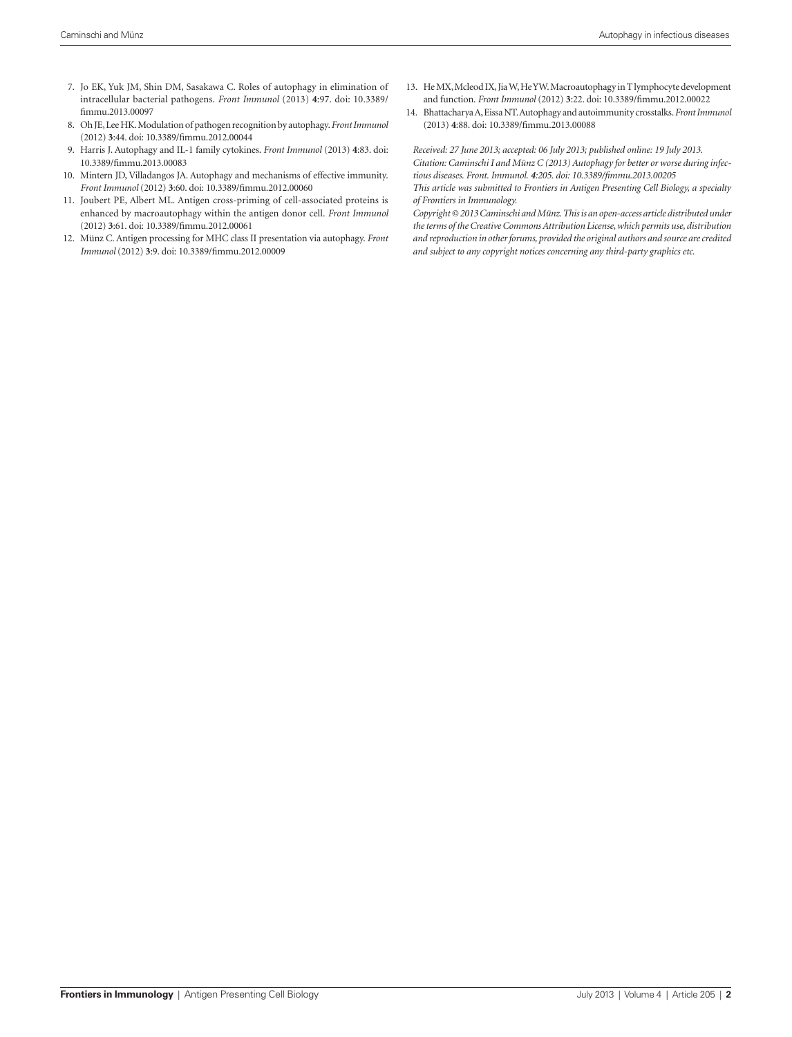7. Jo EK, Yuk JM, Shin DM, Sasakawa C. Roles of autophagy in elimination of intracellular bacterial pathogens. *Front Immunol* (2013) **4**:97. doi: 10.3389/fimmu.2013.00097
8. Oh JE, Lee HK. Modulation of pathogen recognition by autophagy. *Front Immunol* (2012) **3**:44. doi: 10.3389/fimmu.2012.00044
9. Harris J. Autophagy and IL-1 family cytokines. *Front Immunol* (2013) **4**:83. doi: 10.3389/fimmu.2013.00083
10. Mintern JD, Villadangos JA. Autophagy and mechanisms of effective immunity. *Front Immunol* (2012) **3**:60. doi: 10.3389/fimmu.2012.00060
11. Joubert PE, Albert ML. Antigen cross-priming of cell-associated proteins is enhanced by macroautophagy within the antigen donor cell. *Front Immunol* (2012) **3**:61. doi: 10.3389/fimmu.2012.00061
12. Münz C. Antigen processing for MHC class II presentation via autophagy. *Front Immunol* (2012) **3**:9. doi: 10.3389/fimmu.2012.00009
13. He MX, Mcleod IX, Jia W, He YW. Macroautophagy in T lymphocyte development and function. *Front Immunol* (2012) **3**:22. doi: 10.3389/fimmu.2012.00022
14. Bhattacharya A, Eissa NT. Autophagy and autoimmunity crosstalks. *Front Immunol* (2013) **4**:88. doi: 10.3389/fimmu.2013.00088

*Received: 27 June 2013; accepted: 06 July 2013; published online: 19 July 2013.*
*Citation: Caminschi I and Münz C (2013) Autophagy for better or worse during infectious diseases. Front. Immunol. **4**:205. doi: 10.3389/fimmu.2013.00205*
*This article was submitted to Frontiers in Antigen Presenting Cell Biology, a specialty of Frontiers in Immunology.*
*Copyright © 2013 Caminschi and Münz. This is an open-access article distributed under the terms of the Creative Commons Attribution License, which permits use, distribution and reproduction in other forums, provided the original authors and source are credited and subject to any copyright notices concerning any third-party graphics etc.*